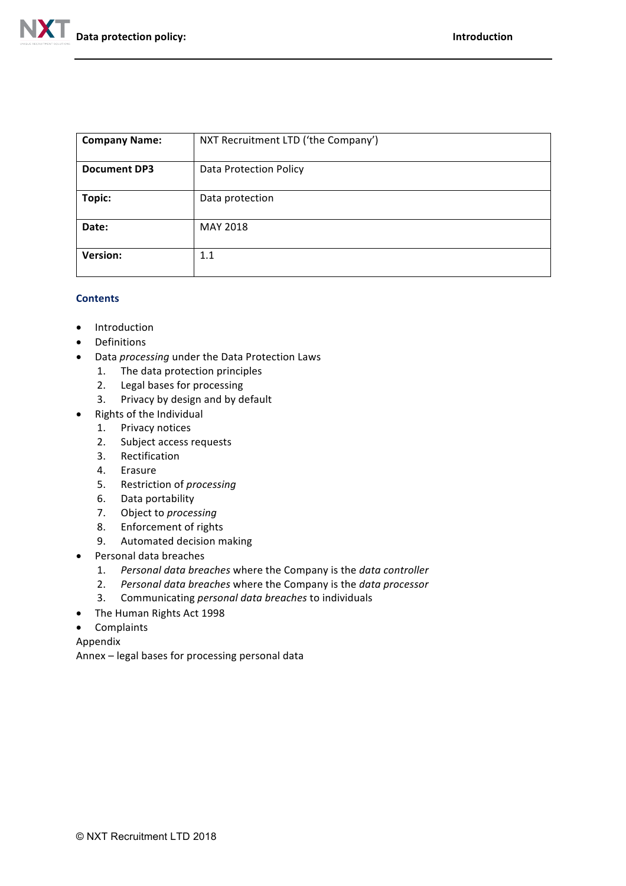| Company Name: | NXT Recruitment LTD ('the Company') |
|---|---|
| **Document DP3** | Data Protection Policy |
| **Topic:** | Data protection |
| **Date:** | MAY 2018 |
| **Version:** | 1.1 |

## Contents

- Introduction
- Definitions
- Data *processing* under the Data Protection Laws
  1. The data protection principles
  2. Legal bases for processing
  3. Privacy by design and by default
- Rights of the Individual
  1. Privacy notices
  2. Subject access requests
  3. Rectification
  4. Erasure
  5. Restriction of *processing*
  6. Data portability
  7. Object to *processing*
  8. Enforcement of rights
  9. Automated decision making
- Personal data breaches
  1. *Personal data breaches* where the Company is the *data controller*
  2. *Personal data breaches* where the Company is the *data processor*
  3. Communicating *personal data breaches* to individuals
- The Human Rights Act 1998
- Complaints

Appendix

Annex – legal bases for processing personal data

© NXT Recruitment LTD 2018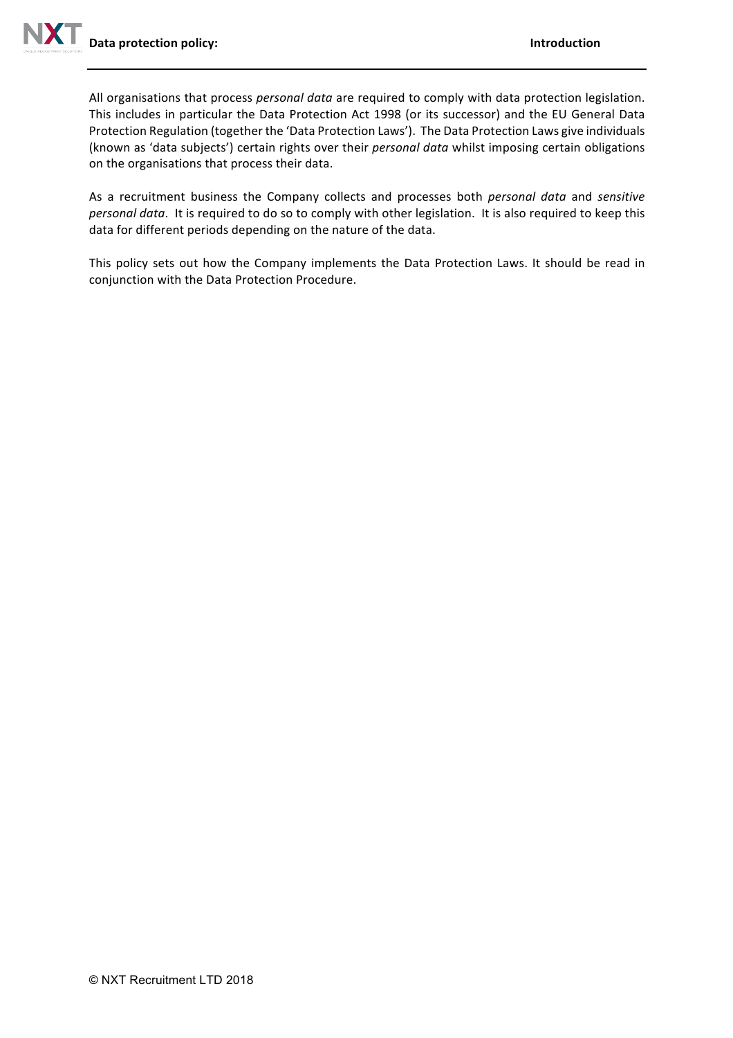All organisations that process *personal data* are required to comply with data protection legislation. This includes in particular the Data Protection Act 1998 (or its successor) and the EU General Data Protection Regulation (together the 'Data Protection Laws'). The Data Protection Laws give individuals (known as 'data subjects') certain rights over their *personal data* whilst imposing certain obligations on the organisations that process their data.

As a recruitment business the Company collects and processes both *personal data* and *sensitive personal data*. It is required to do so to comply with other legislation. It is also required to keep this data for different periods depending on the nature of the data.

This policy sets out how the Company implements the Data Protection Laws. It should be read in conjunction with the Data Protection Procedure.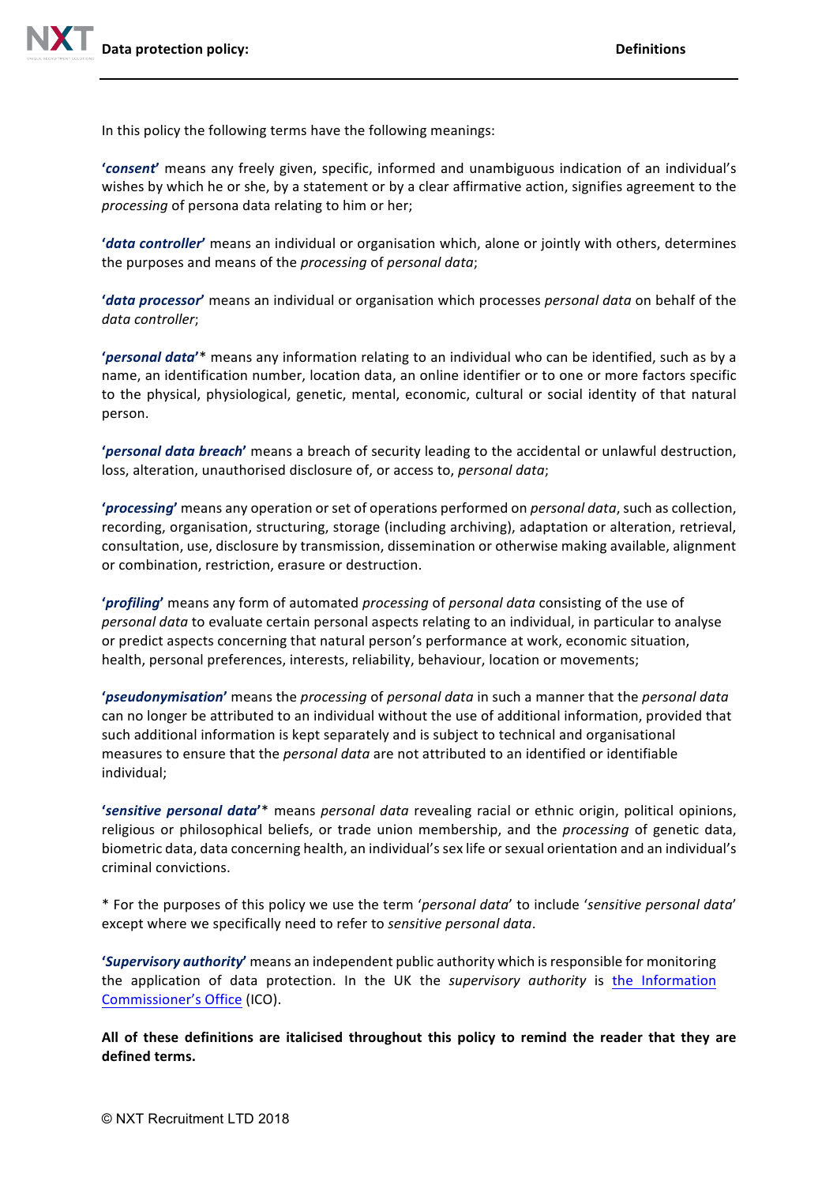In this policy the following terms have the following meanings:

**'*consent*'** means any freely given, specific, informed and unambiguous indication of an individual's wishes by which he or she, by a statement or by a clear affirmative action, signifies agreement to the *processing* of persona data relating to him or her;

**'*data controller*'** means an individual or organisation which, alone or jointly with others, determines the purposes and means of the *processing* of *personal data*;

**'*data processor*'** means an individual or organisation which processes *personal data* on behalf of the *data controller*;

**'*personal data*'**\* means any information relating to an individual who can be identified, such as by a name, an identification number, location data, an online identifier or to one or more factors specific to the physical, physiological, genetic, mental, economic, cultural or social identity of that natural person.

**'*personal data breach*'** means a breach of security leading to the accidental or unlawful destruction, loss, alteration, unauthorised disclosure of, or access to, *personal data*;

**'*processing*'** means any operation or set of operations performed on *personal data*, such as collection, recording, organisation, structuring, storage (including archiving), adaptation or alteration, retrieval, consultation, use, disclosure by transmission, dissemination or otherwise making available, alignment or combination, restriction, erasure or destruction.

**'*profiling*'** means any form of automated *processing* of *personal data* consisting of the use of *personal data* to evaluate certain personal aspects relating to an individual, in particular to analyse or predict aspects concerning that natural person's performance at work, economic situation, health, personal preferences, interests, reliability, behaviour, location or movements;

**'*pseudonymisation*'** means the *processing* of *personal data* in such a manner that the *personal data* can no longer be attributed to an individual without the use of additional information, provided that such additional information is kept separately and is subject to technical and organisational measures to ensure that the *personal data* are not attributed to an identified or identifiable individual;

**'*sensitive personal data*'**\* means *personal data* revealing racial or ethnic origin, political opinions, religious or philosophical beliefs, or trade union membership, and the *processing* of genetic data, biometric data, data concerning health, an individual's sex life or sexual orientation and an individual's criminal convictions.

\* For the purposes of this policy we use the term '*personal data*' to include '*sensitive personal data*' except where we specifically need to refer to *sensitive personal data*.

**'*Supervisory authority*'** means an independent public authority which is responsible for monitoring the application of data protection. In the UK the *supervisory authority* is the Information Commissioner's Office (ICO).

**All of these definitions are italicised throughout this policy to remind the reader that they are defined terms.**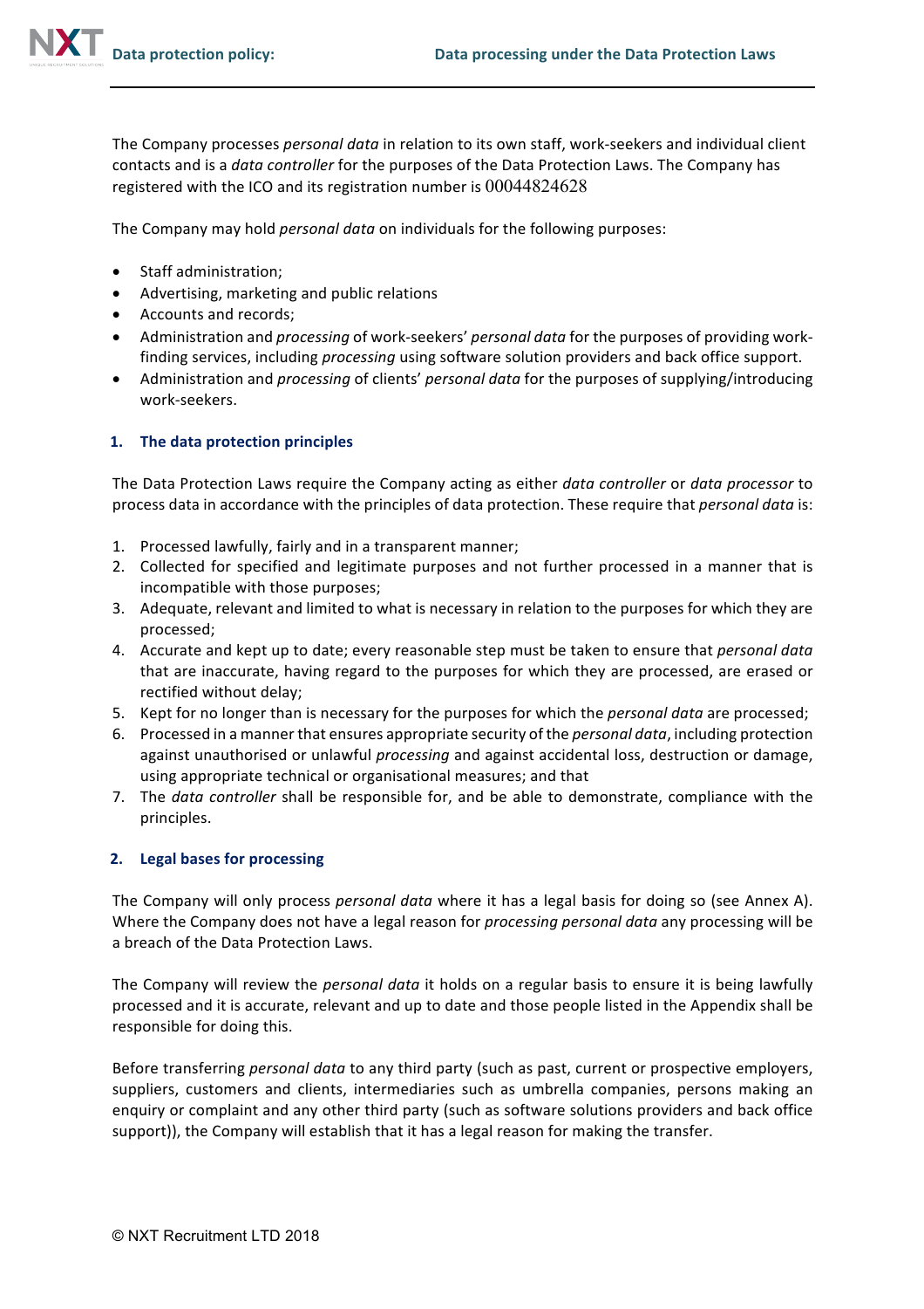The Company processes *personal data* in relation to its own staff, work-seekers and individual client contacts and is a *data controller* for the purposes of the Data Protection Laws. The Company has registered with the ICO and its registration number is 00044824628

The Company may hold *personal data* on individuals for the following purposes:

- Staff administration;
- Advertising, marketing and public relations
- Accounts and records;
- Administration and *processing* of work-seekers' *personal data* for the purposes of providing work-finding services, including *processing* using software solution providers and back office support.
- Administration and *processing* of clients' *personal data* for the purposes of supplying/introducing work-seekers.

## 1. The data protection principles

The Data Protection Laws require the Company acting as either *data controller* or *data processor* to process data in accordance with the principles of data protection. These require that *personal data* is:

1. Processed lawfully, fairly and in a transparent manner;
2. Collected for specified and legitimate purposes and not further processed in a manner that is incompatible with those purposes;
3. Adequate, relevant and limited to what is necessary in relation to the purposes for which they are processed;
4. Accurate and kept up to date; every reasonable step must be taken to ensure that *personal data* that are inaccurate, having regard to the purposes for which they are processed, are erased or rectified without delay;
5. Kept for no longer than is necessary for the purposes for which the *personal data* are processed;
6. Processed in a manner that ensures appropriate security of the *personal data*, including protection against unauthorised or unlawful *processing* and against accidental loss, destruction or damage, using appropriate technical or organisational measures; and that
7. The *data controller* shall be responsible for, and be able to demonstrate, compliance with the principles.

## 2. Legal bases for processing

The Company will only process *personal data* where it has a legal basis for doing so (see Annex A). Where the Company does not have a legal reason for *processing personal data* any processing will be a breach of the Data Protection Laws.

The Company will review the *personal data* it holds on a regular basis to ensure it is being lawfully processed and it is accurate, relevant and up to date and those people listed in the Appendix shall be responsible for doing this.

Before transferring *personal data* to any third party (such as past, current or prospective employers, suppliers, customers and clients, intermediaries such as umbrella companies, persons making an enquiry or complaint and any other third party (such as software solutions providers and back office support)), the Company will establish that it has a legal reason for making the transfer.

© NXT Recruitment LTD 2018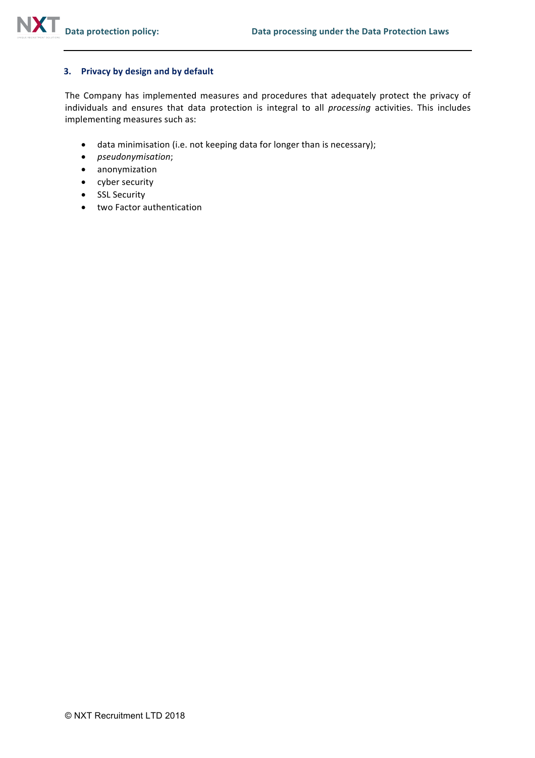## 3. Privacy by design and by default

The Company has implemented measures and procedures that adequately protect the privacy of individuals and ensures that data protection is integral to all *processing* activities. This includes implementing measures such as:

- data minimisation (i.e. not keeping data for longer than is necessary);
- *pseudonymisation*;
- anonymization
- cyber security
- SSL Security
- two Factor authentication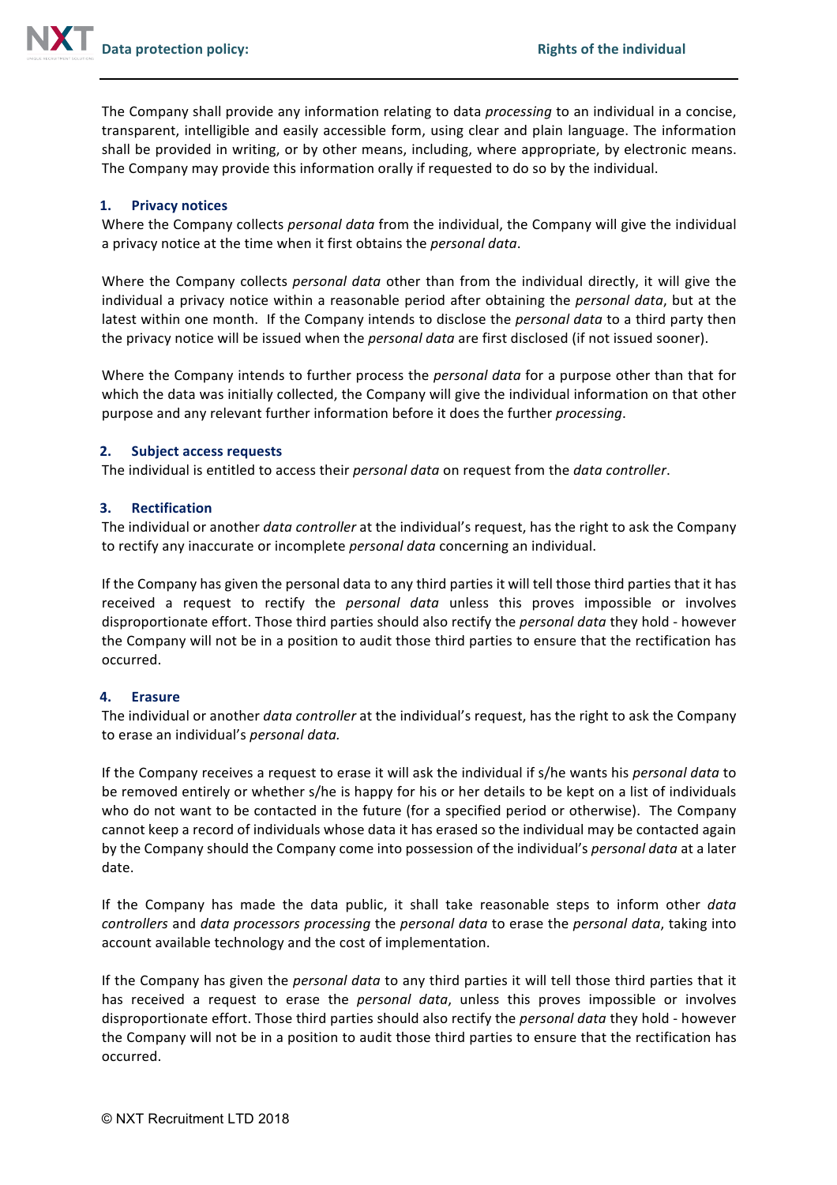The Company shall provide any information relating to data *processing* to an individual in a concise, transparent, intelligible and easily accessible form, using clear and plain language. The information shall be provided in writing, or by other means, including, where appropriate, by electronic means. The Company may provide this information orally if requested to do so by the individual.

### 1. Privacy notices

Where the Company collects *personal data* from the individual, the Company will give the individual a privacy notice at the time when it first obtains the *personal data*.

Where the Company collects *personal data* other than from the individual directly, it will give the individual a privacy notice within a reasonable period after obtaining the *personal data*, but at the latest within one month. If the Company intends to disclose the *personal data* to a third party then the privacy notice will be issued when the *personal data* are first disclosed (if not issued sooner).

Where the Company intends to further process the *personal data* for a purpose other than that for which the data was initially collected, the Company will give the individual information on that other purpose and any relevant further information before it does the further *processing*.

### 2. Subject access requests

The individual is entitled to access their *personal data* on request from the *data controller*.

### 3. Rectification

The individual or another *data controller* at the individual's request, has the right to ask the Company to rectify any inaccurate or incomplete *personal data* concerning an individual.

If the Company has given the personal data to any third parties it will tell those third parties that it has received a request to rectify the *personal data* unless this proves impossible or involves disproportionate effort. Those third parties should also rectify the *personal data* they hold - however the Company will not be in a position to audit those third parties to ensure that the rectification has occurred.

### 4. Erasure

The individual or another *data controller* at the individual's request, has the right to ask the Company to erase an individual's *personal data.*

If the Company receives a request to erase it will ask the individual if s/he wants his *personal data* to be removed entirely or whether s/he is happy for his or her details to be kept on a list of individuals who do not want to be contacted in the future (for a specified period or otherwise). The Company cannot keep a record of individuals whose data it has erased so the individual may be contacted again by the Company should the Company come into possession of the individual's *personal data* at a later date.

If the Company has made the data public, it shall take reasonable steps to inform other *data controllers* and *data processors processing* the *personal data* to erase the *personal data*, taking into account available technology and the cost of implementation.

If the Company has given the *personal data* to any third parties it will tell those third parties that it has received a request to erase the *personal data*, unless this proves impossible or involves disproportionate effort. Those third parties should also rectify the *personal data* they hold - however the Company will not be in a position to audit those third parties to ensure that the rectification has occurred.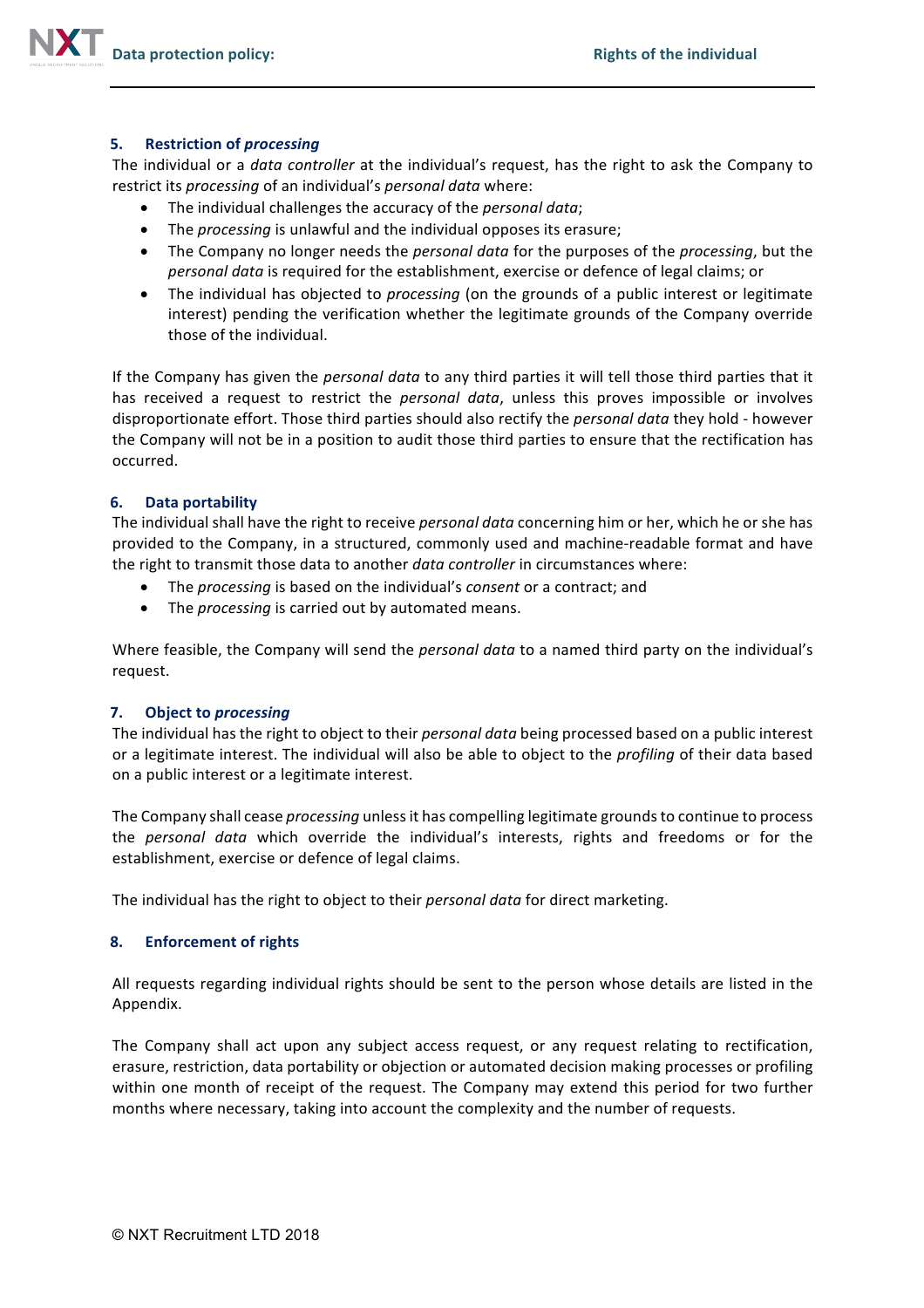### 5. Restriction of *processing*

The individual or a *data controller* at the individual's request, has the right to ask the Company to restrict its *processing* of an individual's *personal data* where:

- The individual challenges the accuracy of the *personal data*;
- The *processing* is unlawful and the individual opposes its erasure;
- The Company no longer needs the *personal data* for the purposes of the *processing*, but the *personal data* is required for the establishment, exercise or defence of legal claims; or
- The individual has objected to *processing* (on the grounds of a public interest or legitimate interest) pending the verification whether the legitimate grounds of the Company override those of the individual.

If the Company has given the *personal data* to any third parties it will tell those third parties that it has received a request to restrict the *personal data*, unless this proves impossible or involves disproportionate effort. Those third parties should also rectify the *personal data* they hold - however the Company will not be in a position to audit those third parties to ensure that the rectification has occurred.

### 6. Data portability

The individual shall have the right to receive *personal data* concerning him or her, which he or she has provided to the Company, in a structured, commonly used and machine-readable format and have the right to transmit those data to another *data controller* in circumstances where:

- The *processing* is based on the individual's *consent* or a contract; and
- The *processing* is carried out by automated means.

Where feasible, the Company will send the *personal data* to a named third party on the individual's request.

### 7. Object to *processing*

The individual has the right to object to their *personal data* being processed based on a public interest or a legitimate interest. The individual will also be able to object to the *profiling* of their data based on a public interest or a legitimate interest.

The Company shall cease *processing* unless it has compelling legitimate grounds to continue to process the *personal data* which override the individual's interests, rights and freedoms or for the establishment, exercise or defence of legal claims.

The individual has the right to object to their *personal data* for direct marketing.

### 8. Enforcement of rights

All requests regarding individual rights should be sent to the person whose details are listed in the Appendix.

The Company shall act upon any subject access request, or any request relating to rectification, erasure, restriction, data portability or objection or automated decision making processes or profiling within one month of receipt of the request. The Company may extend this period for two further months where necessary, taking into account the complexity and the number of requests.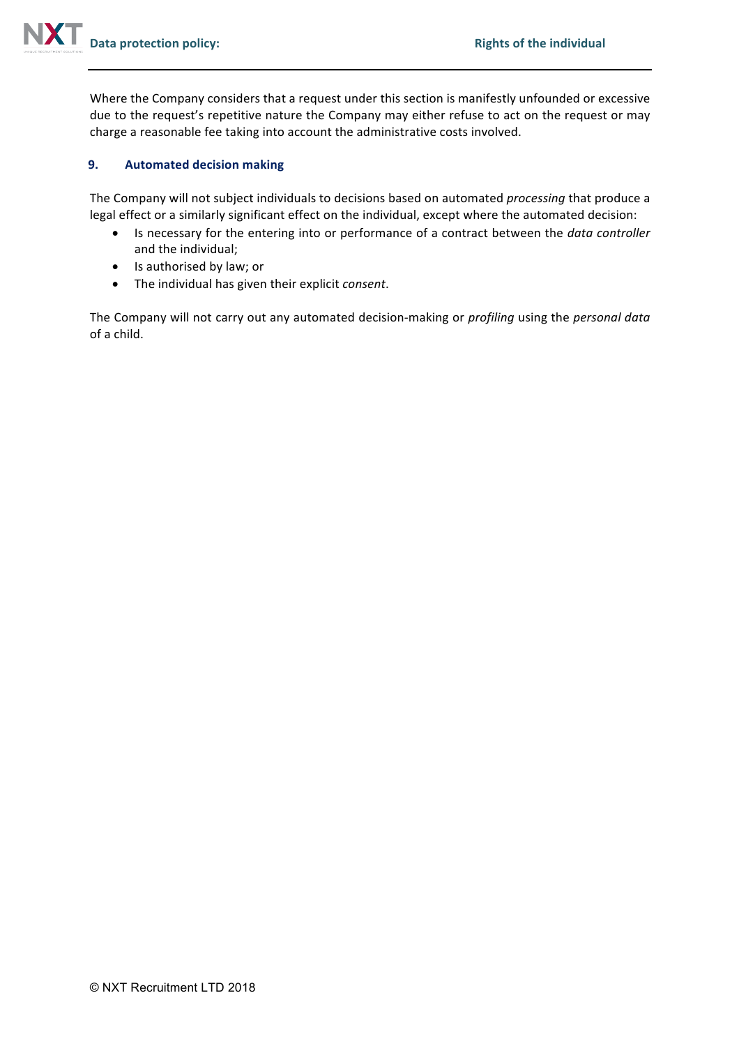Where the Company considers that a request under this section is manifestly unfounded or excessive due to the request's repetitive nature the Company may either refuse to act on the request or may charge a reasonable fee taking into account the administrative costs involved.

## 9. Automated decision making

The Company will not subject individuals to decisions based on automated *processing* that produce a legal effect or a similarly significant effect on the individual, except where the automated decision:

- Is necessary for the entering into or performance of a contract between the *data controller* and the individual;
- Is authorised by law; or
- The individual has given their explicit *consent*.

The Company will not carry out any automated decision-making or *profiling* using the *personal data* of a child.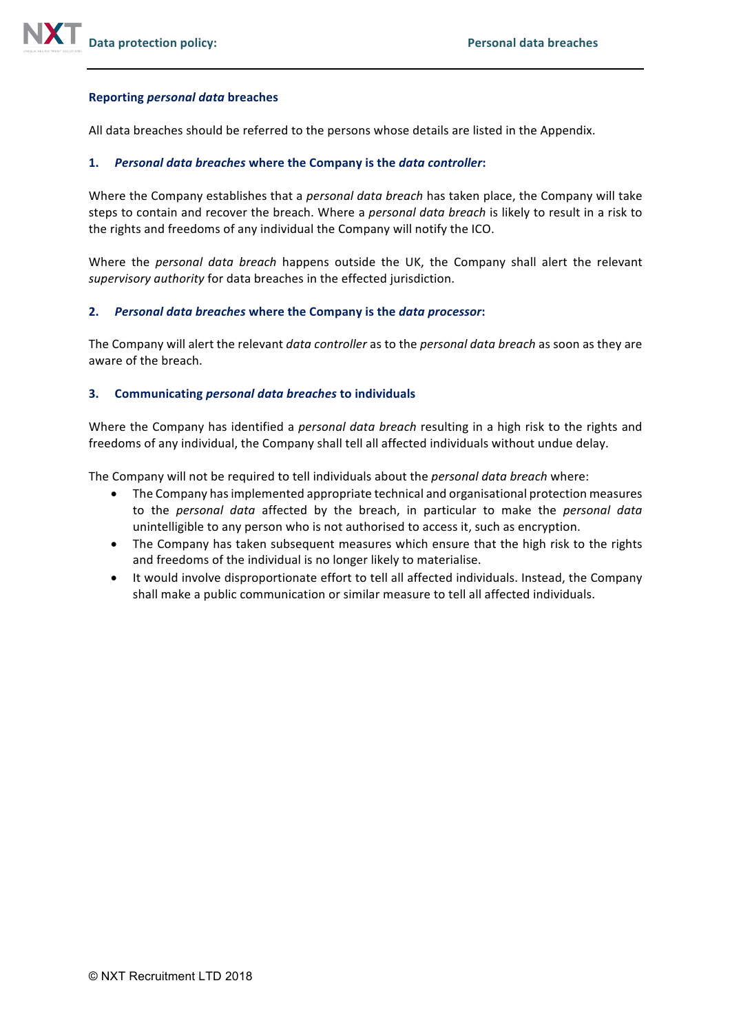## Reporting *personal data* breaches

All data breaches should be referred to the persons whose details are listed in the Appendix.

### 1. *Personal data breaches* where the Company is the *data controller*:

Where the Company establishes that a *personal data breach* has taken place, the Company will take steps to contain and recover the breach. Where a *personal data breach* is likely to result in a risk to the rights and freedoms of any individual the Company will notify the ICO.

Where the *personal data breach* happens outside the UK, the Company shall alert the relevant *supervisory authority* for data breaches in the effected jurisdiction.

### 2. *Personal data breaches* where the Company is the *data processor*:

The Company will alert the relevant *data controller* as to the *personal data breach* as soon as they are aware of the breach.

### 3. Communicating *personal data breaches* to individuals

Where the Company has identified a *personal data breach* resulting in a high risk to the rights and freedoms of any individual, the Company shall tell all affected individuals without undue delay.

The Company will not be required to tell individuals about the *personal data breach* where:

- The Company has implemented appropriate technical and organisational protection measures to the *personal data* affected by the breach, in particular to make the *personal data* unintelligible to any person who is not authorised to access it, such as encryption.
- The Company has taken subsequent measures which ensure that the high risk to the rights and freedoms of the individual is no longer likely to materialise.
- It would involve disproportionate effort to tell all affected individuals. Instead, the Company shall make a public communication or similar measure to tell all affected individuals.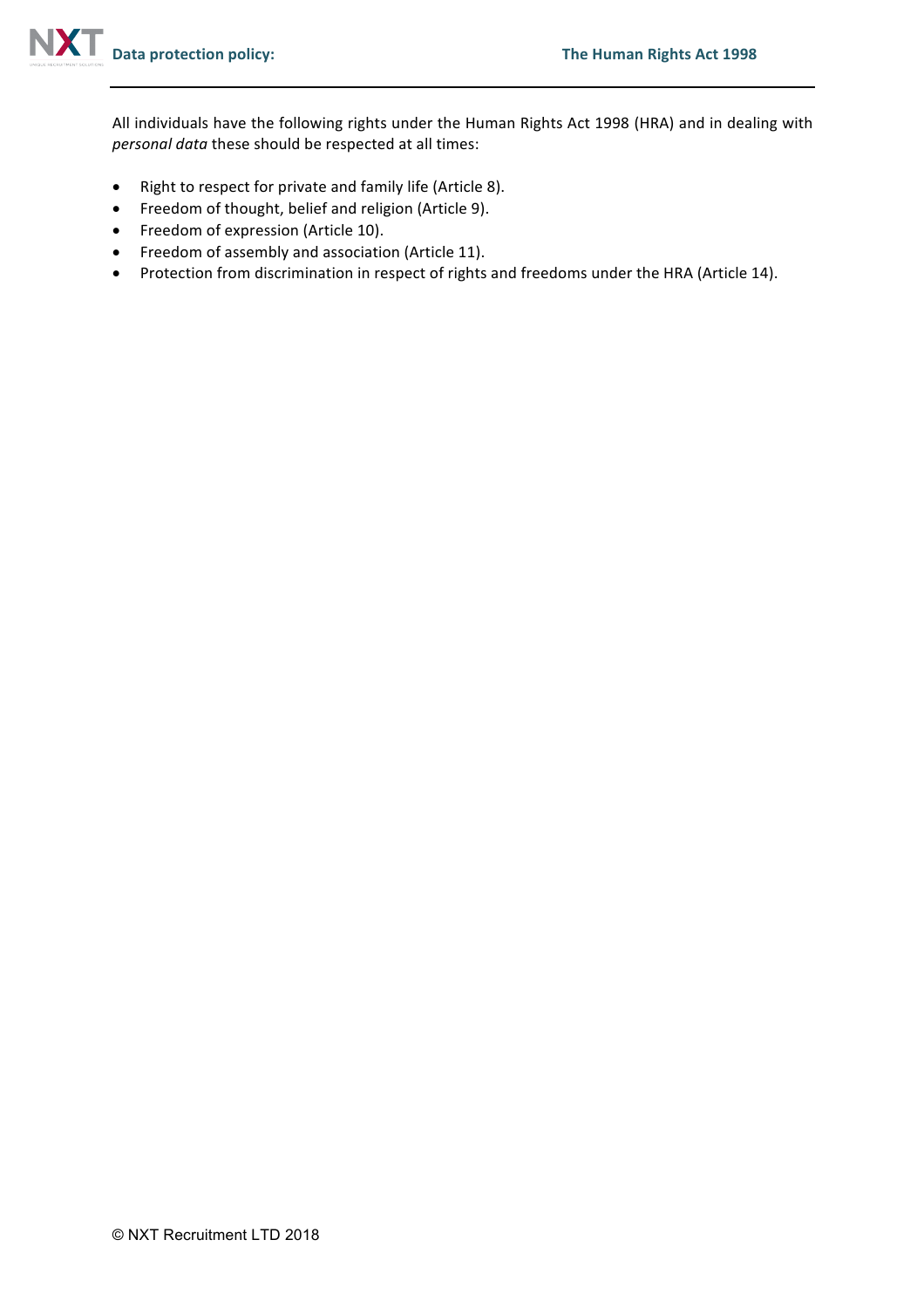All individuals have the following rights under the Human Rights Act 1998 (HRA) and in dealing with *personal data* these should be respected at all times:

- Right to respect for private and family life (Article 8).
- Freedom of thought, belief and religion (Article 9).
- Freedom of expression (Article 10).
- Freedom of assembly and association (Article 11).
- Protection from discrimination in respect of rights and freedoms under the HRA (Article 14).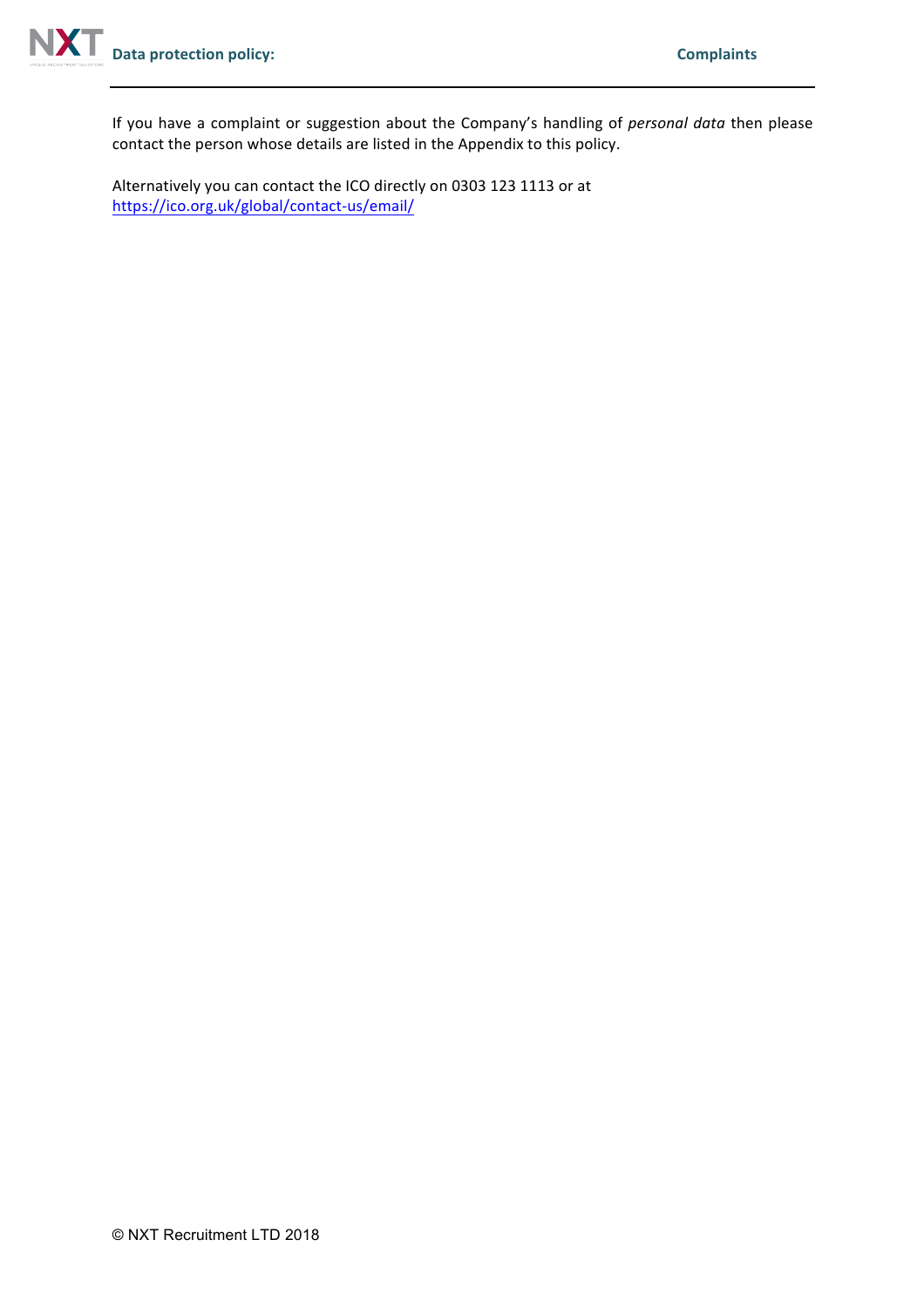## Complaints

If you have a complaint or suggestion about the Company's handling of *personal data* then please contact the person whose details are listed in the Appendix to this policy.

Alternatively you can contact the ICO directly on 0303 123 1113 or at https://ico.org.uk/global/contact-us/email/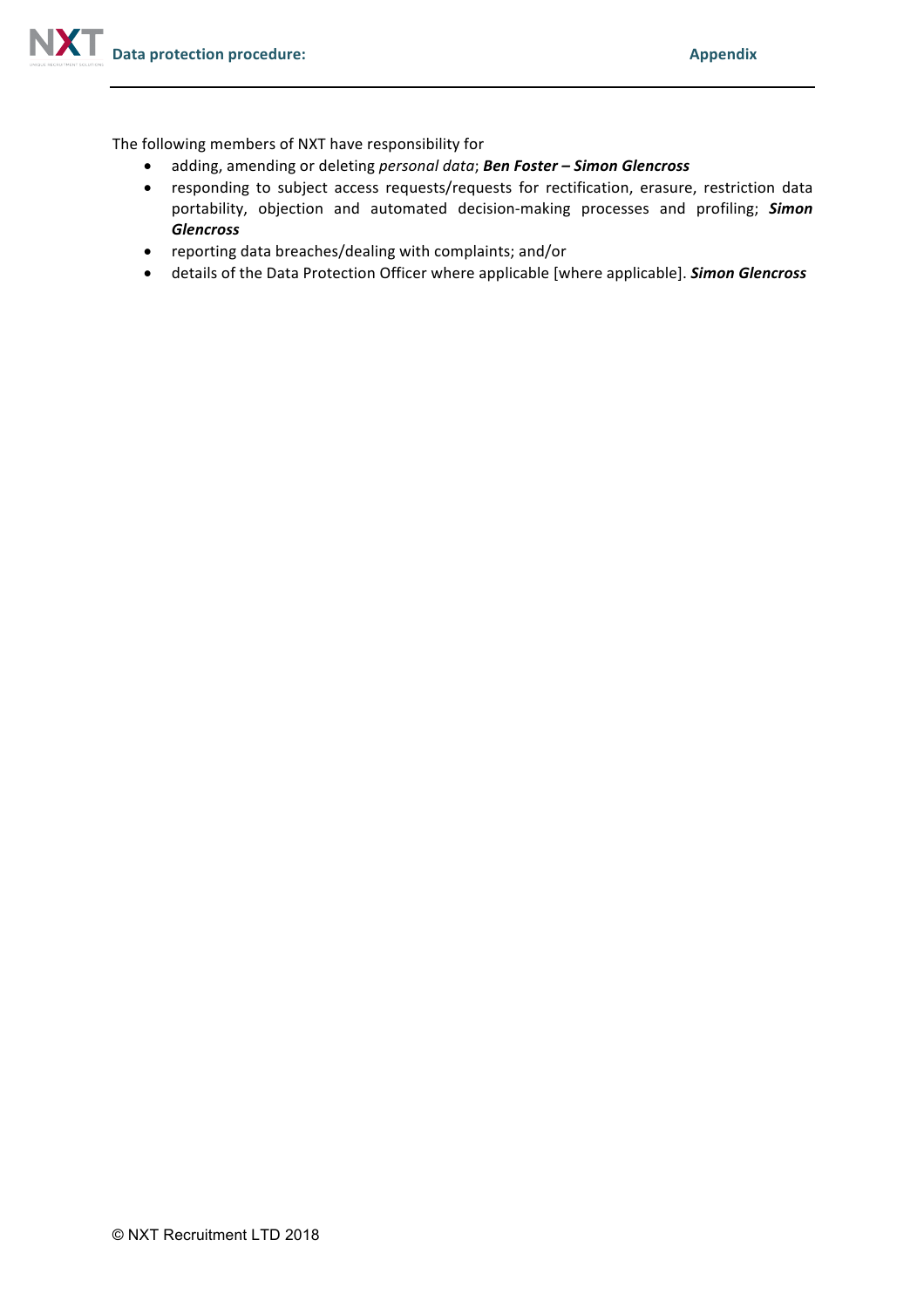The following members of NXT have responsibility for

- adding, amending or deleting *personal data*; ***Ben Foster – Simon Glencross***
- responding to subject access requests/requests for rectification, erasure, restriction data portability, objection and automated decision-making processes and profiling; ***Simon Glencross***
- reporting data breaches/dealing with complaints; and/or
- details of the Data Protection Officer where applicable [where applicable]. ***Simon Glencross***

© NXT Recruitment LTD 2018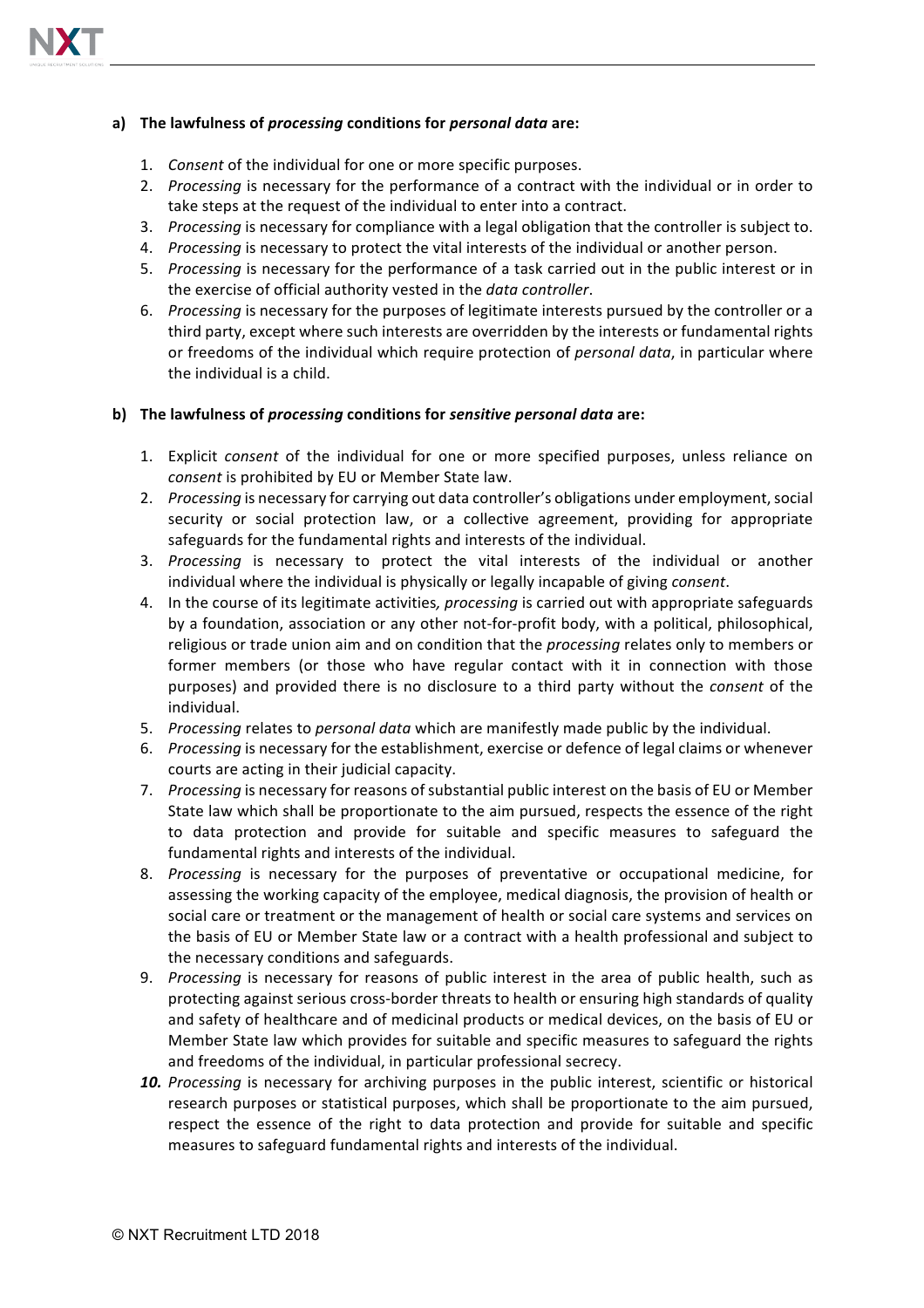**a) The lawfulness of *processing* conditions for *personal data* are:**

1. *Consent* of the individual for one or more specific purposes.
2. *Processing* is necessary for the performance of a contract with the individual or in order to take steps at the request of the individual to enter into a contract.
3. *Processing* is necessary for compliance with a legal obligation that the controller is subject to.
4. *Processing* is necessary to protect the vital interests of the individual or another person.
5. *Processing* is necessary for the performance of a task carried out in the public interest or in the exercise of official authority vested in the *data controller*.
6. *Processing* is necessary for the purposes of legitimate interests pursued by the controller or a third party, except where such interests are overridden by the interests or fundamental rights or freedoms of the individual which require protection of *personal data*, in particular where the individual is a child.

**b) The lawfulness of *processing* conditions for *sensitive personal data* are:**

1. Explicit *consent* of the individual for one or more specified purposes, unless reliance on *consent* is prohibited by EU or Member State law.
2. *Processing* is necessary for carrying out data controller's obligations under employment, social security or social protection law, or a collective agreement, providing for appropriate safeguards for the fundamental rights and interests of the individual.
3. *Processing* is necessary to protect the vital interests of the individual or another individual where the individual is physically or legally incapable of giving *consent*.
4. In the course of its legitimate activities*, processing* is carried out with appropriate safeguards by a foundation, association or any other not-for-profit body, with a political, philosophical, religious or trade union aim and on condition that the *processing* relates only to members or former members (or those who have regular contact with it in connection with those purposes) and provided there is no disclosure to a third party without the *consent* of the individual.
5. *Processing* relates to *personal data* which are manifestly made public by the individual.
6. *Processing* is necessary for the establishment, exercise or defence of legal claims or whenever courts are acting in their judicial capacity.
7. *Processing* is necessary for reasons of substantial public interest on the basis of EU or Member State law which shall be proportionate to the aim pursued, respects the essence of the right to data protection and provide for suitable and specific measures to safeguard the fundamental rights and interests of the individual.
8. *Processing* is necessary for the purposes of preventative or occupational medicine, for assessing the working capacity of the employee, medical diagnosis, the provision of health or social care or treatment or the management of health or social care systems and services on the basis of EU or Member State law or a contract with a health professional and subject to the necessary conditions and safeguards.
9. *Processing* is necessary for reasons of public interest in the area of public health, such as protecting against serious cross-border threats to health or ensuring high standards of quality and safety of healthcare and of medicinal products or medical devices, on the basis of EU or Member State law which provides for suitable and specific measures to safeguard the rights and freedoms of the individual, in particular professional secrecy.
10. *Processing* is necessary for archiving purposes in the public interest, scientific or historical research purposes or statistical purposes, which shall be proportionate to the aim pursued, respect the essence of the right to data protection and provide for suitable and specific measures to safeguard fundamental rights and interests of the individual.

© NXT Recruitment LTD 2018